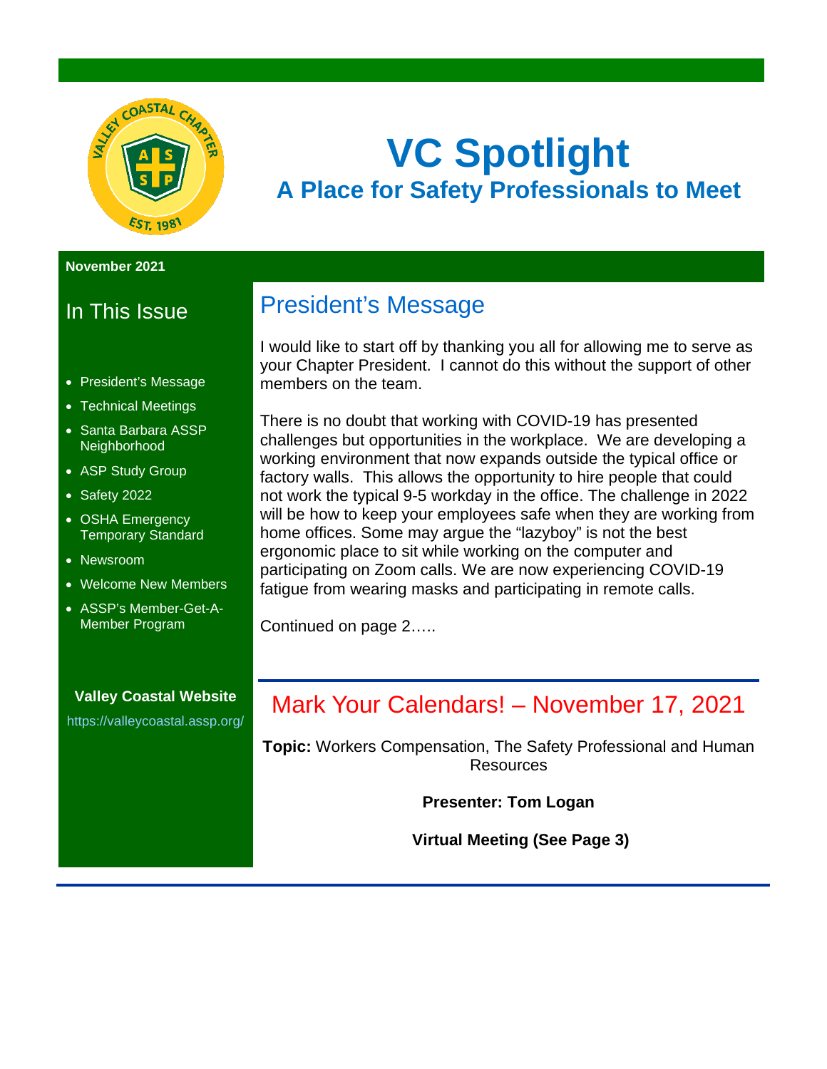# VC Spotlight

## A Place for Safety Professionals to Meet

**November 2021**

## In This Issue

- President's Message
- Technical Meetings
- Santa Barbara ASSP Neighborhood
- ASP Study Group
- Safety 2022
- OSHA Emergency Temporary Standard
- Newsroom
- Welcome New Members
- ASSP's Member-Get-A-Member Program

**Valley Coastal Website**

https://valleycoastal.assp.org/

## President's Message

I would like to start off by thanking you all for allowing me to serve as your Chapter President. I cannot do this without the support of other members on the team.

There is no doubt that working with COVID-19 has presented challenges but opportunities in the workplace. We are developing a working environment that now expands outside the typical office or factory walls. This allows the opportunity to hire people that could not work the typical 9-5 workday in the office. The challenge in 2022 will be how to keep your employees safe when they are working from home offices. Some may argue the "lazyboy" is not the best ergonomic place to sit while working on the computer and participating on Zoom calls. We are now experiencing COVID-19 fatigue from wearing masks and participating in remote calls.

Continued on page 2…..

## Mark Your Calendars! – November 17, 2021

**Topic:** Workers Compensation, The Safety Professional and Human Resources

**Presenter: Tom Logan**

**Virtual Meeting (See Page 3)**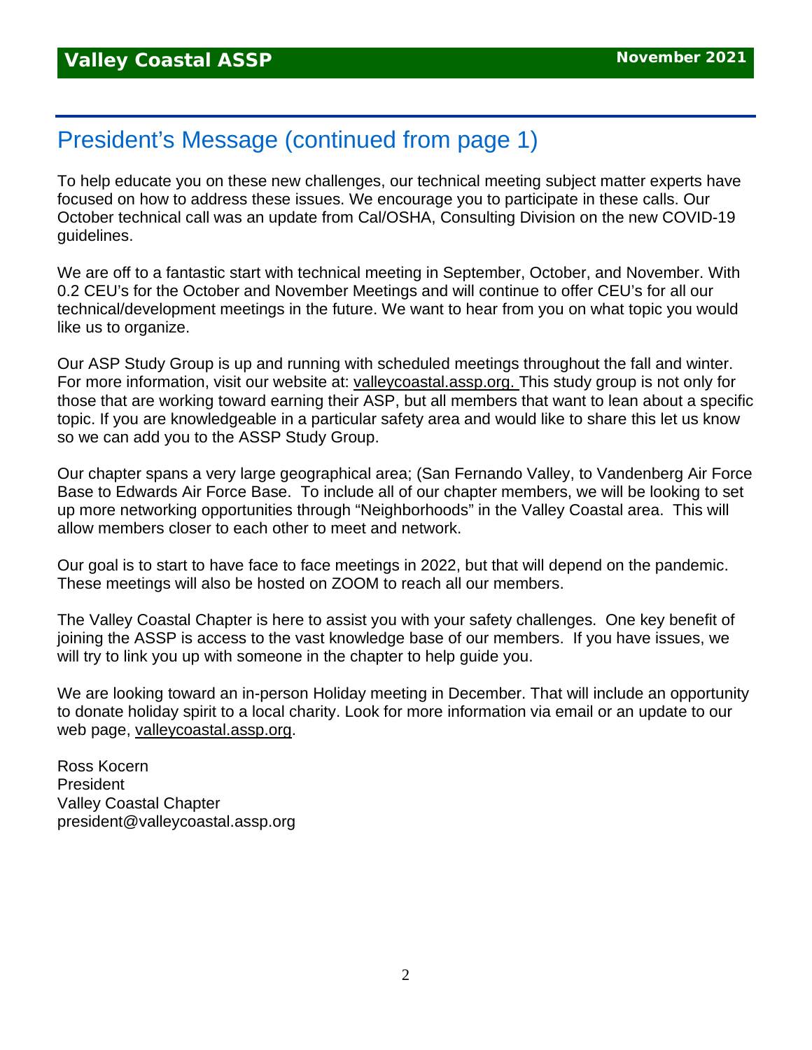## President's Message (continued from page 1)

To help educate you on these new challenges, our technical meeting subject matter experts have focused on how to address these issues. We encourage you to participate in these calls. Our October technical call was an update from Cal/OSHA, Consulting Division on the new COVID-19 guidelines.

We are off to a fantastic start with technical meeting in September, October, and November. With 0.2 CEU's for the October and November Meetings and will continue to offer CEU's for all our technical/development meetings in the future. We want to hear from you on what topic you would like us to organize.

Our ASP Study Group is up and running with scheduled meetings throughout the fall and winter. For more information, visit our website at: valleycoastal.assp.org. This study group is not only for those that are working toward earning their ASP, but all members that want to lean about a specific topic. If you are knowledgeable in a particular safety area and would like to share this let us know so we can add you to the ASSP Study Group.

Our chapter spans a very large geographical area; (San Fernando Valley, to Vandenberg Air Force Base to Edwards Air Force Base. To include all of our chapter members, we will be looking to set up more networking opportunities through "Neighborhoods" in the Valley Coastal area. This will allow members closer to each other to meet and network.

Our goal is to start to have face to face meetings in 2022, but that will depend on the pandemic. These meetings will also be hosted on ZOOM to reach all our members.

The Valley Coastal Chapter is here to assist you with your safety challenges. One key benefit of joining the ASSP is access to the vast knowledge base of our members. If you have issues, we will try to link you up with someone in the chapter to help guide you.

We are looking toward an in-person Holiday meeting in December. That will include an opportunity to donate holiday spirit to a local charity. Look for more information via email or an update to our web page, valleycoastal.assp.org.

Ross Kocern
President
Valley Coastal Chapter
president@valleycoastal.assp.org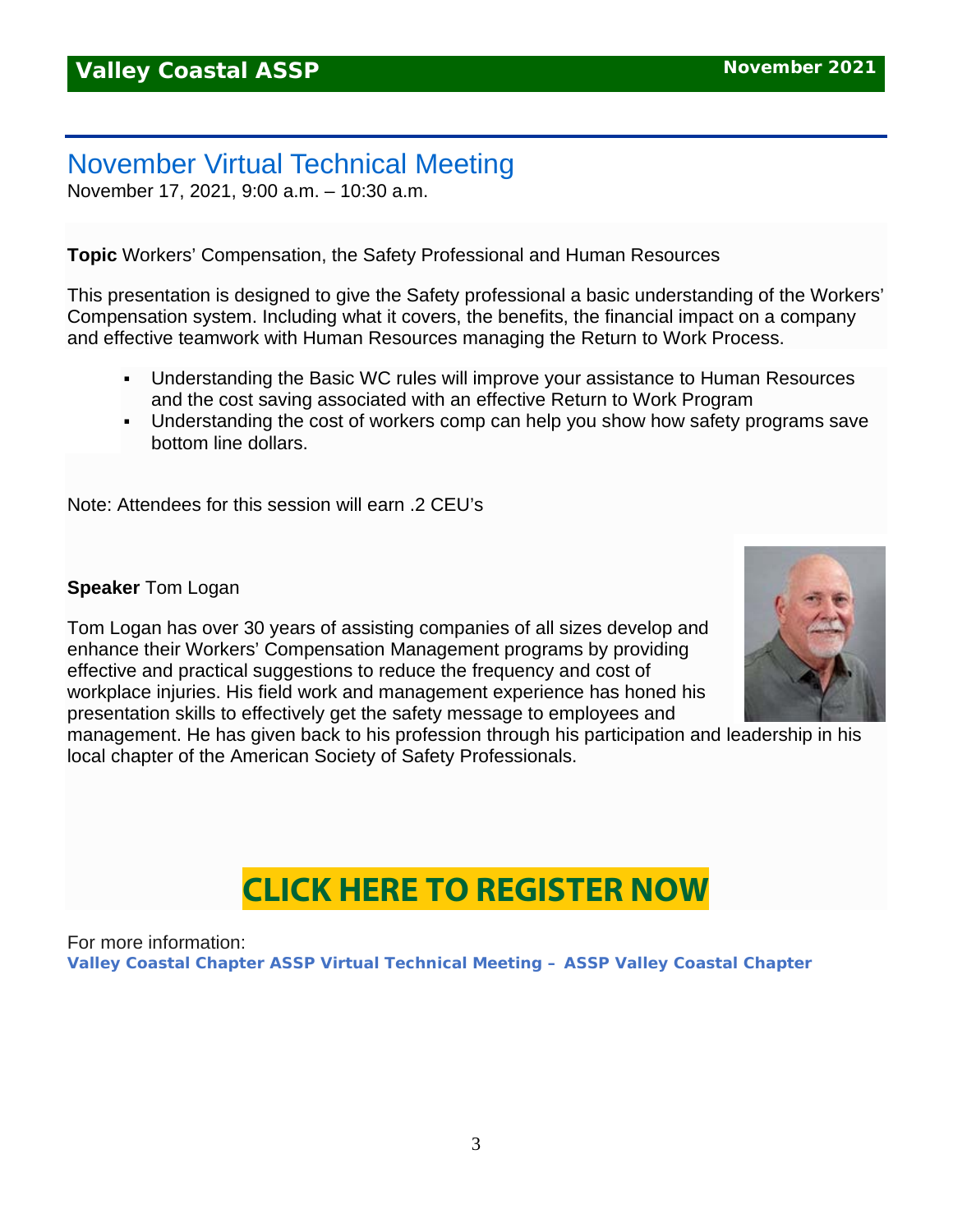## November Virtual Technical Meeting

November 17, 2021, 9:00 a.m. – 10:30 a.m.

**Topic** Workers' Compensation, the Safety Professional and Human Resources

This presentation is designed to give the Safety professional a basic understanding of the Workers' Compensation system. Including what it covers, the benefits, the financial impact on a company and effective teamwork with Human Resources managing the Return to Work Process.

- Understanding the Basic WC rules will improve your assistance to Human Resources and the cost saving associated with an effective Return to Work Program
- Understanding the cost of workers comp can help you show how safety programs save bottom line dollars.

Note: Attendees for this session will earn .2 CEU's

**Speaker** Tom Logan

Tom Logan has over 30 years of assisting companies of all sizes develop and enhance their Workers' Compensation Management programs by providing effective and practical suggestions to reduce the frequency and cost of workplace injuries. His field work and management experience has honed his presentation skills to effectively get the safety message to employees and management. He has given back to his profession through his participation and leadership in his local chapter of the American Society of Safety Professionals.

**CLICK HERE TO REGISTER NOW**

For more information:
**Valley Coastal Chapter ASSP Virtual Technical Meeting – ASSP Valley Coastal Chapter**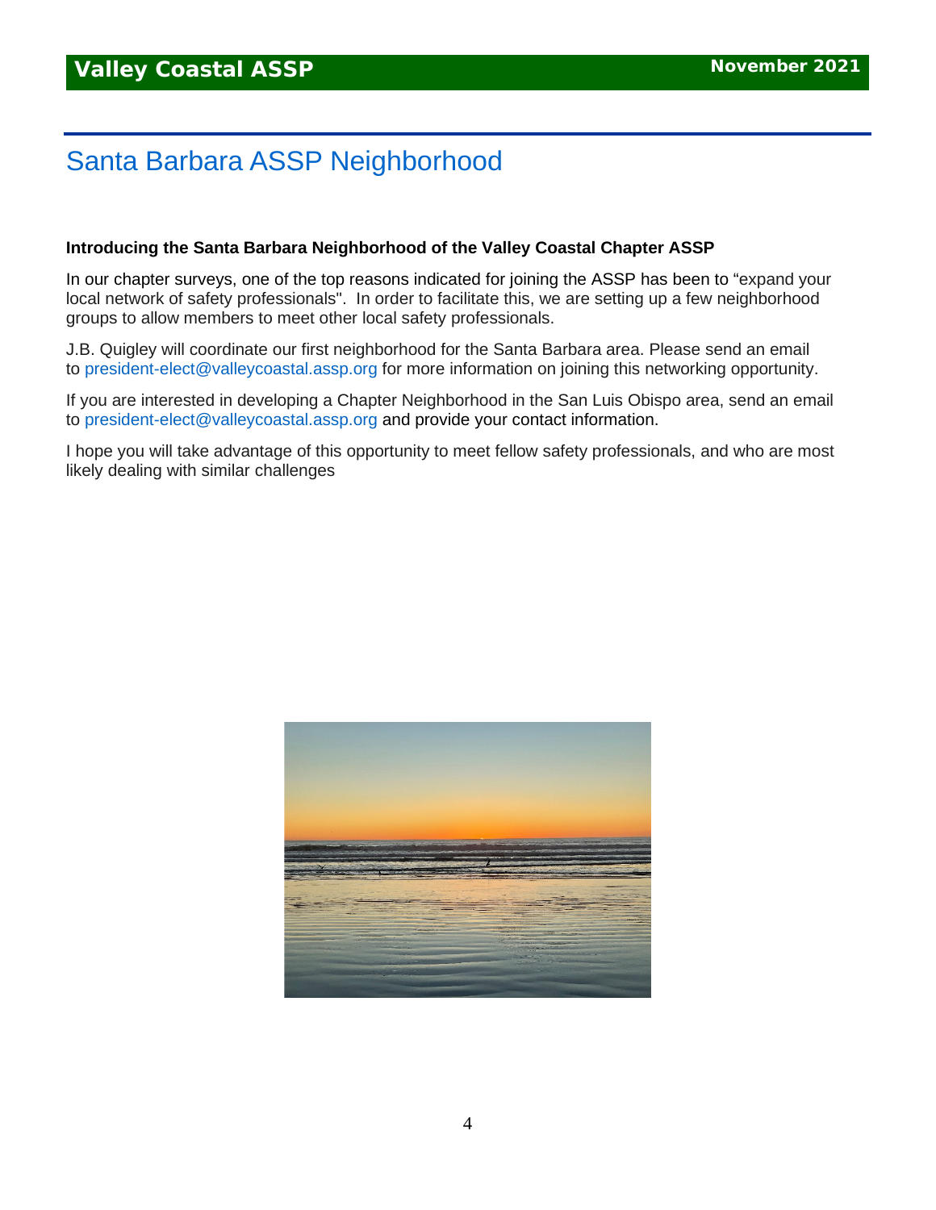# Santa Barbara ASSP Neighborhood

**Introducing the Santa Barbara Neighborhood of the Valley Coastal Chapter ASSP**

In our chapter surveys, one of the top reasons indicated for joining the ASSP has been to "expand your local network of safety professionals". In order to facilitate this, we are setting up a few neighborhood groups to allow members to meet other local safety professionals.

J.B. Quigley will coordinate our first neighborhood for the Santa Barbara area. Please send an email to president-elect@valleycoastal.assp.org for more information on joining this networking opportunity.

If you are interested in developing a Chapter Neighborhood in the San Luis Obispo area, send an email to president-elect@valleycoastal.assp.org and provide your contact information.

I hope you will take advantage of this opportunity to meet fellow safety professionals, and who are most likely dealing with similar challenges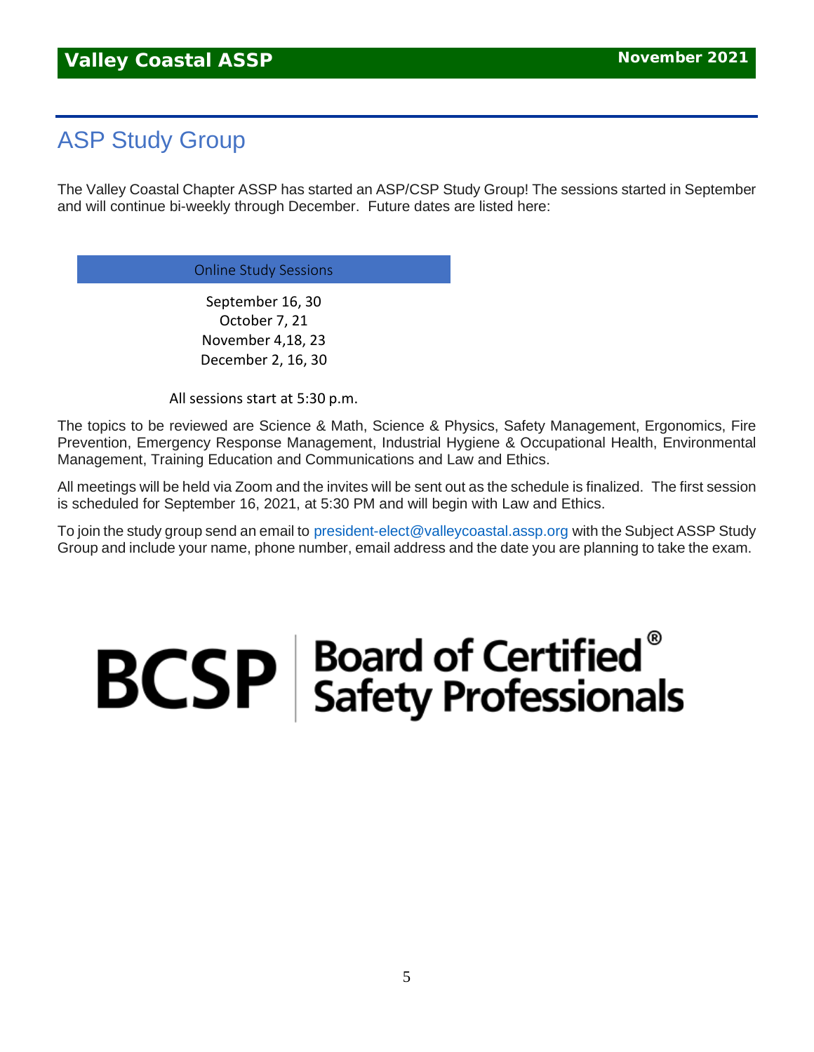## ASP Study Group

The Valley Coastal Chapter ASSP has started an ASP/CSP Study Group! The sessions started in September and will continue bi-weekly through December. Future dates are listed here:

| Online Study Sessions |
|---|
| September 16, 30 |
| October 7, 21 |
| November 4,18, 23 |
| December 2, 16, 30 |

All sessions start at 5:30 p.m.

The topics to be reviewed are Science & Math, Science & Physics, Safety Management, Ergonomics, Fire Prevention, Emergency Response Management, Industrial Hygiene & Occupational Health, Environmental Management, Training Education and Communications and Law and Ethics.

All meetings will be held via Zoom and the invites will be sent out as the schedule is finalized. The first session is scheduled for September 16, 2021, at 5:30 PM and will begin with Law and Ethics.

To join the study group send an email to president-elect@valleycoastal.assp.org with the Subject ASSP Study Group and include your name, phone number, email address and the date you are planning to take the exam.

BCSP | Board of Certified® Safety Professionals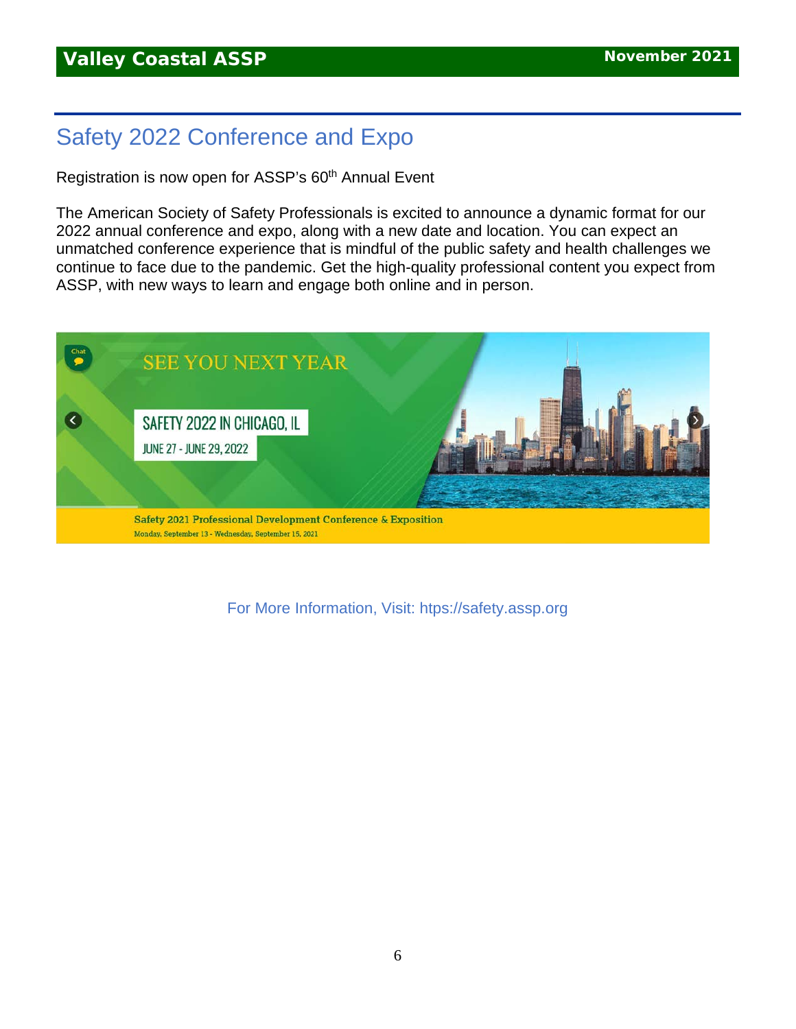## Safety 2022 Conference and Expo

Registration is now open for ASSP's 60th Annual Event

The American Society of Safety Professionals is excited to announce a dynamic format for our 2022 annual conference and expo, along with a new date and location. You can expect an unmatched conference experience that is mindful of the public safety and health challenges we continue to face due to the pandemic. Get the high-quality professional content you expect from ASSP, with new ways to learn and engage both online and in person.

SEE YOU NEXT YEAR

SAFETY 2022 IN CHICAGO, IL

JUNE 27 - JUNE 29, 2022

Safety 2021 Professional Development Conference & Exposition

Monday, September 13 - Wednesday, September 15, 2021

For More Information, Visit: https://safety.assp.org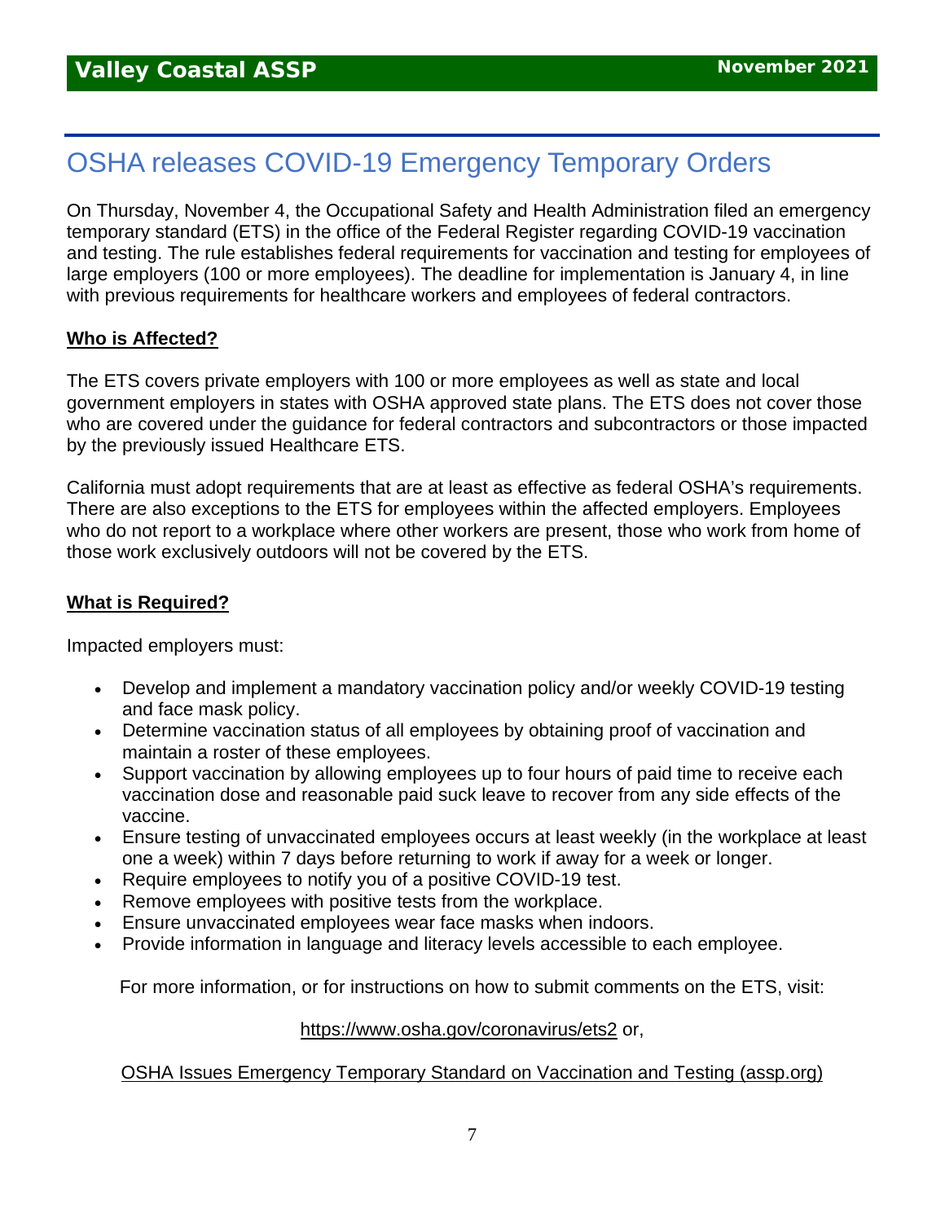# OSHA releases COVID-19 Emergency Temporary Orders

On Thursday, November 4, the Occupational Safety and Health Administration filed an emergency temporary standard (ETS) in the office of the Federal Register regarding COVID-19 vaccination and testing. The rule establishes federal requirements for vaccination and testing for employees of large employers (100 or more employees). The deadline for implementation is January 4, in line with previous requirements for healthcare workers and employees of federal contractors.

**Who is Affected?**

The ETS covers private employers with 100 or more employees as well as state and local government employers in states with OSHA approved state plans. The ETS does not cover those who are covered under the guidance for federal contractors and subcontractors or those impacted by the previously issued Healthcare ETS.

California must adopt requirements that are at least as effective as federal OSHA's requirements. There are also exceptions to the ETS for employees within the affected employers. Employees who do not report to a workplace where other workers are present, those who work from home of those work exclusively outdoors will not be covered by the ETS.

**What is Required?**

Impacted employers must:

- Develop and implement a mandatory vaccination policy and/or weekly COVID-19 testing and face mask policy.
- Determine vaccination status of all employees by obtaining proof of vaccination and maintain a roster of these employees.
- Support vaccination by allowing employees up to four hours of paid time to receive each vaccination dose and reasonable paid suck leave to recover from any side effects of the vaccine.
- Ensure testing of unvaccinated employees occurs at least weekly (in the workplace at least one a week) within 7 days before returning to work if away for a week or longer.
- Require employees to notify you of a positive COVID-19 test.
- Remove employees with positive tests from the workplace.
- Ensure unvaccinated employees wear face masks when indoors.
- Provide information in language and literacy levels accessible to each employee.

For more information, or for instructions on how to submit comments on the ETS, visit:

https://www.osha.gov/coronavirus/ets2 or,

OSHA Issues Emergency Temporary Standard on Vaccination and Testing (assp.org)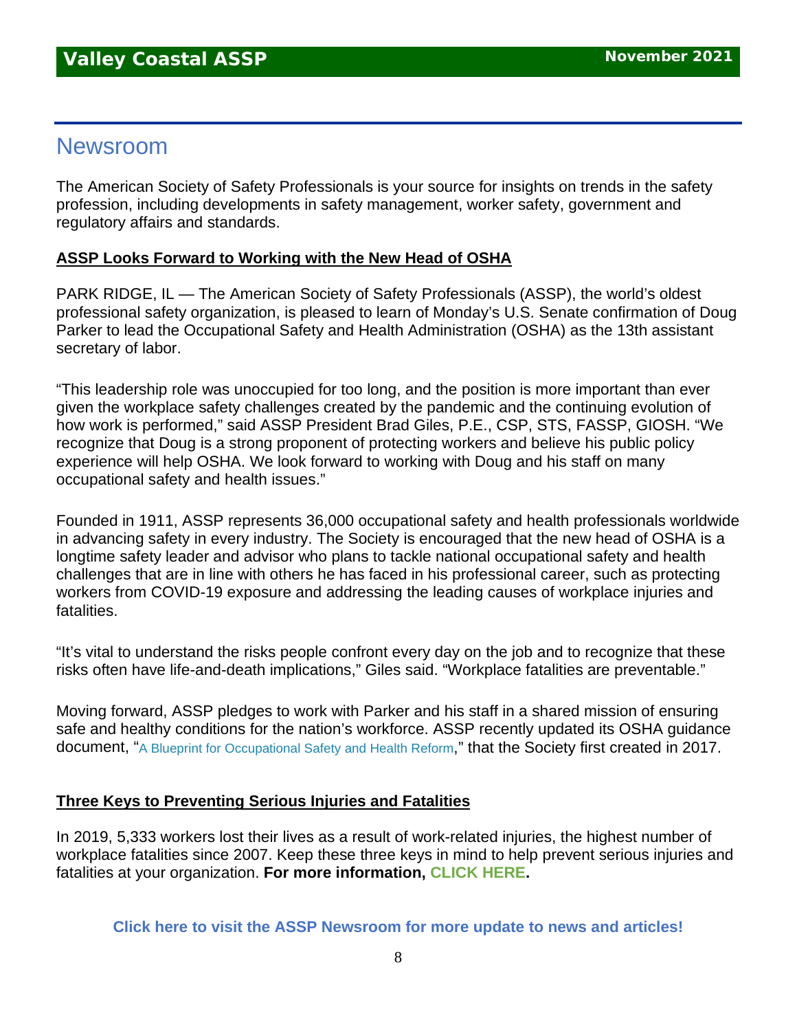# Newsroom

The American Society of Safety Professionals is your source for insights on trends in the safety profession, including developments in safety management, worker safety, government and regulatory affairs and standards.

## ASSP Looks Forward to Working with the New Head of OSHA

PARK RIDGE, IL — The American Society of Safety Professionals (ASSP), the world's oldest professional safety organization, is pleased to learn of Monday's U.S. Senate confirmation of Doug Parker to lead the Occupational Safety and Health Administration (OSHA) as the 13th assistant secretary of labor.

"This leadership role was unoccupied for too long, and the position is more important than ever given the workplace safety challenges created by the pandemic and the continuing evolution of how work is performed," said ASSP President Brad Giles, P.E., CSP, STS, FASSP, GIOSH. "We recognize that Doug is a strong proponent of protecting workers and believe his public policy experience will help OSHA. We look forward to working with Doug and his staff on many occupational safety and health issues."

Founded in 1911, ASSP represents 36,000 occupational safety and health professionals worldwide in advancing safety in every industry. The Society is encouraged that the new head of OSHA is a longtime safety leader and advisor who plans to tackle national occupational safety and health challenges that are in line with others he has faced in his professional career, such as protecting workers from COVID-19 exposure and addressing the leading causes of workplace injuries and fatalities.

"It's vital to understand the risks people confront every day on the job and to recognize that these risks often have life-and-death implications," Giles said. "Workplace fatalities are preventable."

Moving forward, ASSP pledges to work with Parker and his staff in a shared mission of ensuring safe and healthy conditions for the nation's workforce. ASSP recently updated its OSHA guidance document, "A Blueprint for Occupational Safety and Health Reform," that the Society first created in 2017.

## Three Keys to Preventing Serious Injuries and Fatalities

In 2019, 5,333 workers lost their lives as a result of work-related injuries, the highest number of workplace fatalities since 2007. Keep these three keys in mind to help prevent serious injuries and fatalities at your organization. **For more information, CLICK HERE.**

**Click here to visit the ASSP Newsroom for more update to news and articles!**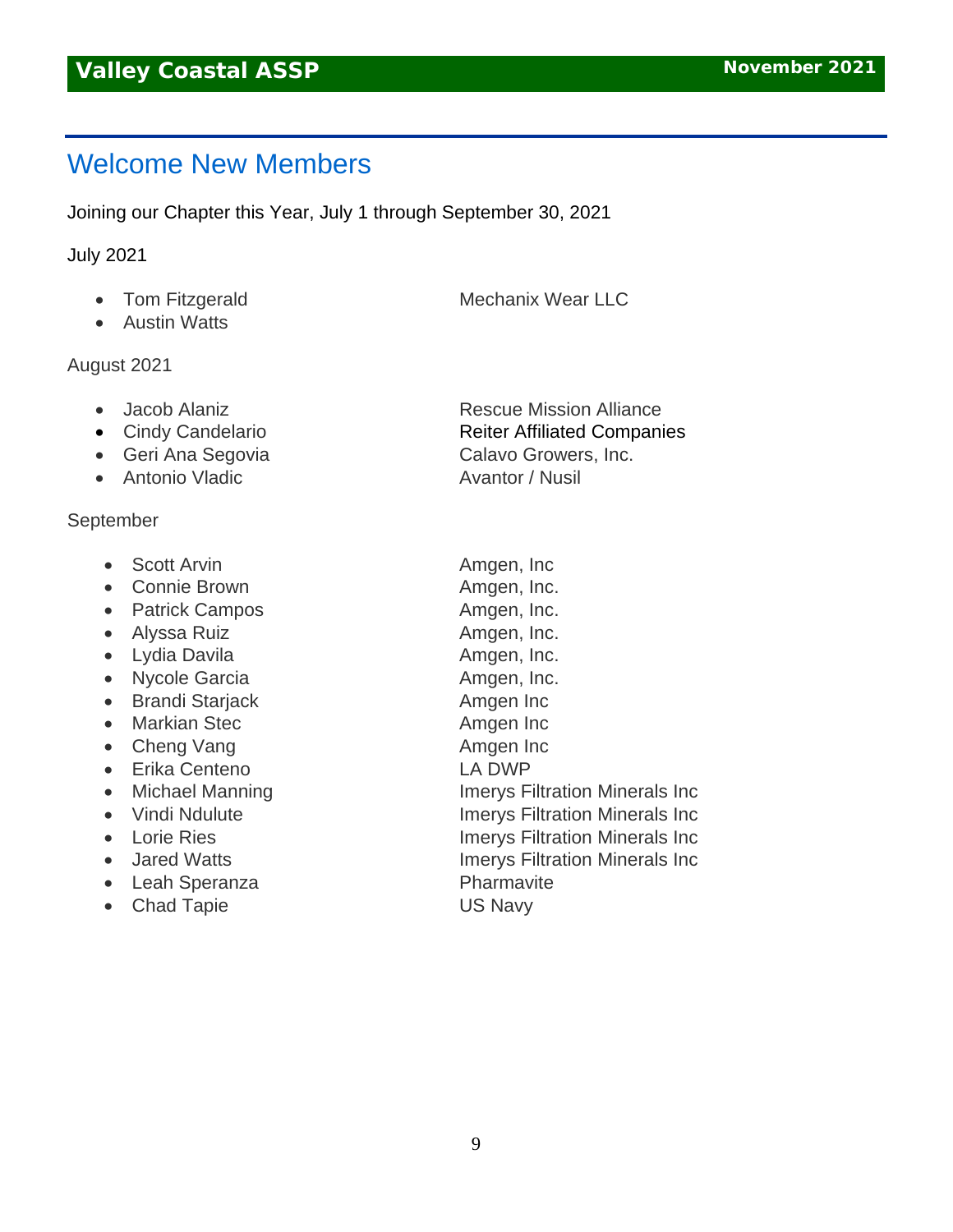# Welcome New Members

Joining our Chapter this Year, July 1 through September 30, 2021

July 2021

- Tom Fitzgerald — Mechanix Wear LLC
- Austin Watts

August 2021

- Jacob Alaniz — Rescue Mission Alliance
- Cindy Candelario — Reiter Affiliated Companies
- Geri Ana Segovia — Calavo Growers, Inc.
- Antonio Vladic — Avantor / Nusil

September

- Scott Arvin — Amgen, Inc
- Connie Brown — Amgen, Inc.
- Patrick Campos — Amgen, Inc.
- Alyssa Ruiz — Amgen, Inc.
- Lydia Davila — Amgen, Inc.
- Nycole Garcia — Amgen, Inc.
- Brandi Starjack — Amgen Inc
- Markian Stec — Amgen Inc
- Cheng Vang — Amgen Inc
- Erika Centeno — LA DWP
- Michael Manning — Imerys Filtration Minerals Inc
- Vindi Ndulute — Imerys Filtration Minerals Inc
- Lorie Ries — Imerys Filtration Minerals Inc
- Jared Watts — Imerys Filtration Minerals Inc
- Leah Speranza — Pharmavite
- Chad Tapie — US Navy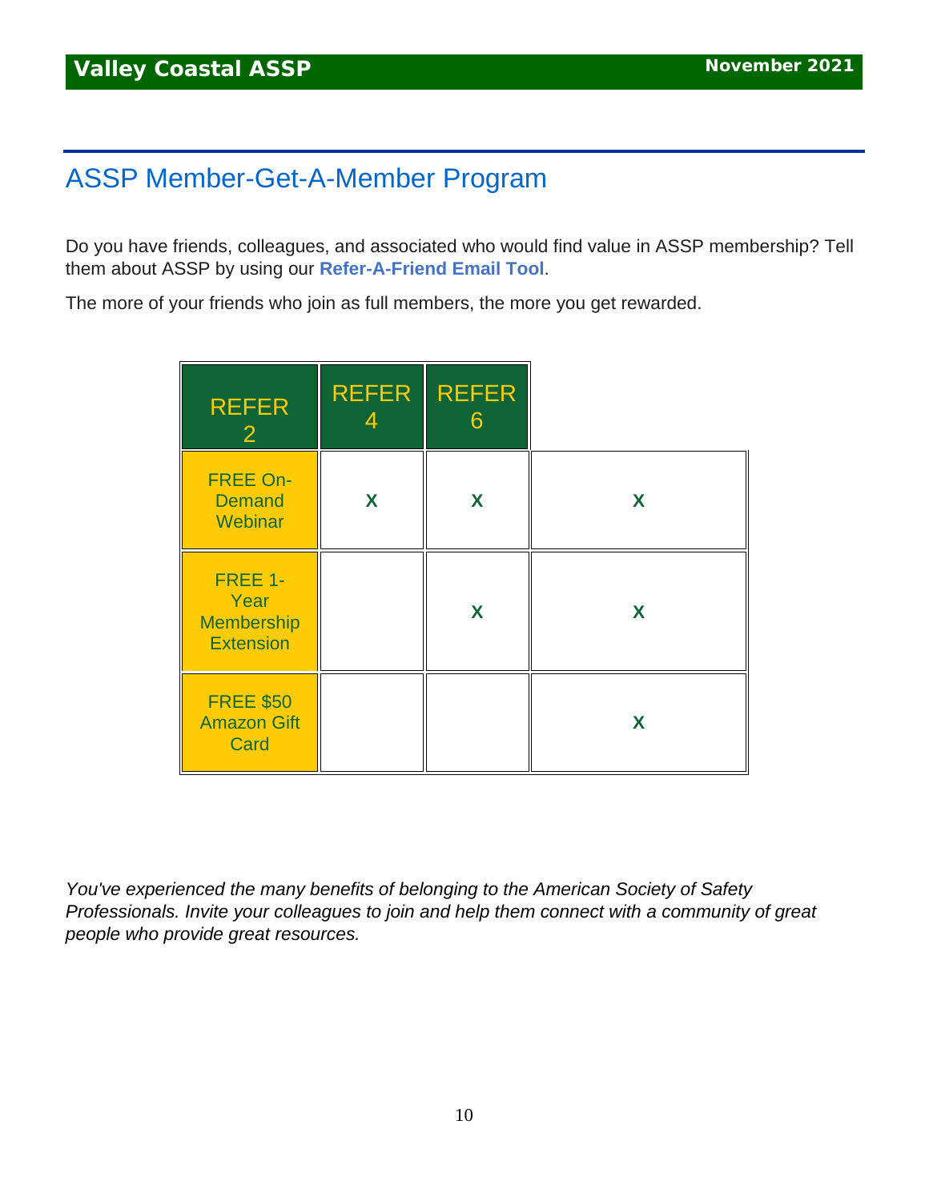## ASSP Member-Get-A-Member Program

Do you have friends, colleagues, and associated who would find value in ASSP membership? Tell them about ASSP by using our **Refer-A-Friend Email Tool**.

The more of your friends who join as full members, the more you get rewarded.

| REFER 2 | REFER 4 | REFER 6 | |
|---|---|---|---|
| FREE On-Demand Webinar | **X** | **X** | **X** |
| FREE 1-Year Membership Extension | | **X** | **X** |
| FREE $50 Amazon Gift Card | | | **X** |

*You've experienced the many benefits of belonging to the American Society of Safety Professionals. Invite your colleagues to join and help them connect with a community of great people who provide great resources.*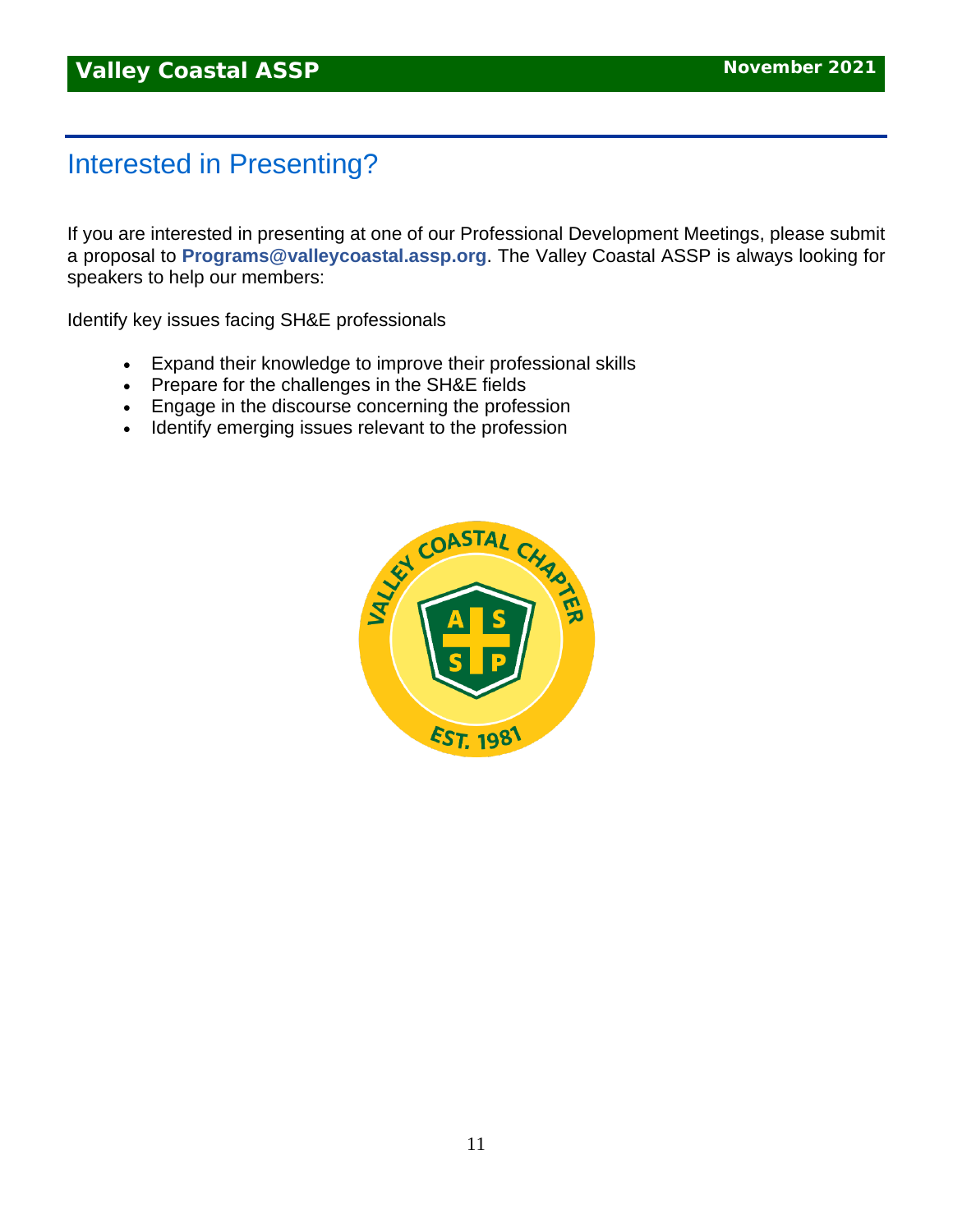## Interested in Presenting?

If you are interested in presenting at one of our Professional Development Meetings, please submit a proposal to **Programs@valleycoastal.assp.org**. The Valley Coastal ASSP is always looking for speakers to help our members:

Identify key issues facing SH&E professionals

- Expand their knowledge to improve their professional skills
- Prepare for the challenges in the SH&E fields
- Engage in the discourse concerning the profession
- Identify emerging issues relevant to the profession